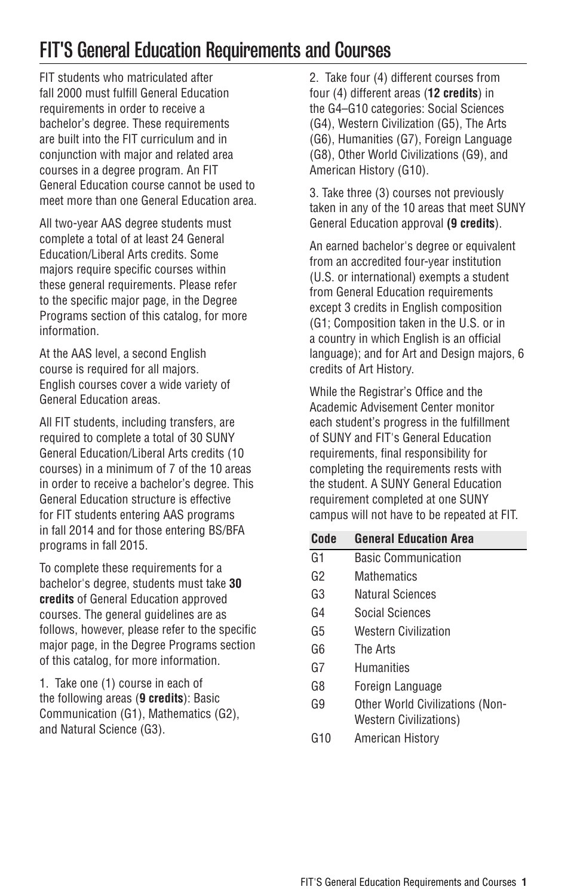# FIT'S General Education Requirements and Courses

FIT students who matriculated after fall 2000 must fulfill General Education requirements in order to receive a bachelor's degree. These requirements are built into the FIT curriculum and in conjunction with major and related area courses in a degree program. An FIT General Education course cannot be used to meet more than one General Education area.

All two-year AAS degree students must complete a total of at least 24 General Education/Liberal Arts credits. Some majors require specific courses within these general requirements. Please refer to the specific major page, in the Degree Programs section of this catalog, for more information.

At the AAS level, a second English course is required for all majors. English courses cover a wide variety of General Education areas.

All FIT students, including transfers, are required to complete a total of 30 SUNY General Education/Liberal Arts credits (10 courses) in a minimum of 7 of the 10 areas in order to receive a bachelor's degree. This General Education structure is effective for FIT students entering AAS programs in fall 2014 and for those entering BS/BFA programs in fall 2015.

To complete these requirements for a bachelor's degree, students must take **30 credits** of General Education approved courses. The general guidelines are as follows, however, please refer to the specific major page, in the Degree Programs section of this catalog, for more information.

1. Take one (1) course in each of the following areas (**9 credits**): Basic Communication (G1), Mathematics (G2), and Natural Science (G3).

2. Take four (4) different courses from four (4) different areas (**12 credits**) in the G4–G10 categories: Social Sciences (G4), Western Civilization (G5), The Arts (G6), Humanities (G7), Foreign Language (G8), Other World Civilizations (G9), and American History (G10).

3. Take three (3) courses not previously taken in any of the 10 areas that meet SUNY General Education approval **(9 credits)**.

An earned bachelor's degree or equivalent from an accredited four-year institution (U.S. or international) exempts a student from General Education requirements except 3 credits in English composition (G1; Composition taken in the U.S. or in a country in which English is an official language); and for Art and Design majors, 6 credits of Art History.

While the Registrar's Office and the Academic Advisement Center monitor each student's progress in the fulfillment of SUNY and FIT's General Education requirements, final responsibility for completing the requirements rests with the student. A SUNY General Education requirement completed at one SUNY campus will not have to be repeated at FIT.

| Code | General Education Area |
|---|---|
| G1 | Basic Communication |
| G2 | Mathematics |
| G3 | Natural Sciences |
| G4 | Social Sciences |
| G5 | Western Civilization |
| G6 | The Arts |
| G7 | Humanities |
| G8 | Foreign Language |
| G9 | Other World Civilizations (Non-Western Civilizations) |
| G10 | American History |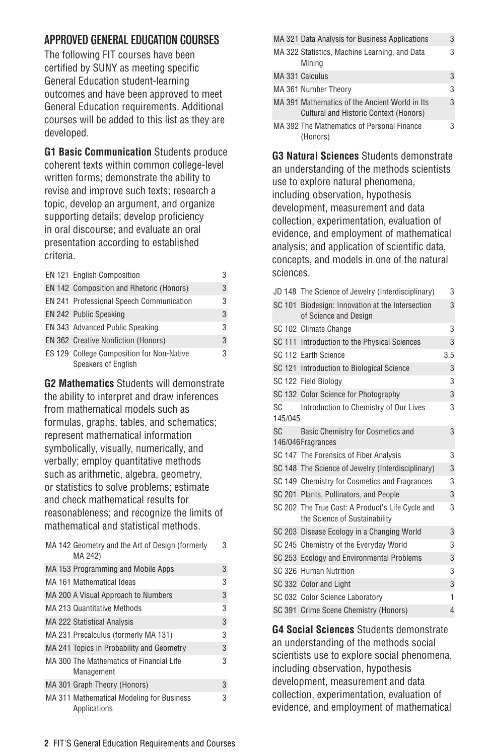## APPROVED GENERAL EDUCATION COURSES

The following FIT courses have been certified by SUNY as meeting specific General Education student-learning outcomes and have been approved to meet General Education requirements. Additional courses will be added to this list as they are developed.

**G1 Basic Communication** Students produce coherent texts within common college-level written forms; demonstrate the ability to revise and improve such texts; research a topic, develop an argument, and organize supporting details; develop proficiency in oral discourse; and evaluate an oral presentation according to established criteria.

| Course | Title | Credits |
|---|---|---|
| EN 121 | English Composition | 3 |
| EN 142 | Composition and Rhetoric (Honors) | 3 |
| EN 241 | Professional Speech Communication | 3 |
| EN 242 | Public Speaking | 3 |
| EN 343 | Advanced Public Speaking | 3 |
| EN 362 | Creative Nonfiction (Honors) | 3 |
| ES 129 | College Composition for Non-Native Speakers of English | 3 |

**G2 Mathematics** Students will demonstrate the ability to interpret and draw inferences from mathematical models such as formulas, graphs, tables, and schematics; represent mathematical information symbolically, visually, numerically, and verbally; employ quantitative methods such as arithmetic, algebra, geometry, or statistics to solve problems; estimate and check mathematical results for reasonableness; and recognize the limits of mathematical and statistical methods.

| Course | Title | Credits |
|---|---|---|
| MA 142 | Geometry and the Art of Design (formerly MA 242) | 3 |
| MA 153 | Programming and Mobile Apps | 3 |
| MA 161 | Mathematical Ideas | 3 |
| MA 200 | A Visual Approach to Numbers | 3 |
| MA 213 | Quantitative Methods | 3 |
| MA 222 | Statistical Analysis | 3 |
| MA 231 | Precalculus (formerly MA 131) | 3 |
| MA 241 | Topics in Probability and Geometry | 3 |
| MA 300 | The Mathematics of Financial Life Management | 3 |
| MA 301 | Graph Theory (Honors) | 3 |
| MA 311 | Mathematical Modeling for Business Applications | 3 |
| MA 321 | Data Analysis for Business Applications | 3 |
| MA 322 | Statistics, Machine Learning, and Data Mining | 3 |
| MA 331 | Calculus | 3 |
| MA 361 | Number Theory | 3 |
| MA 391 | Mathematics of the Ancient World in Its Cultural and Historic Context (Honors) | 3 |
| MA 392 | The Mathematics of Personal Finance (Honors) | 3 |

**G3 Natural Sciences** Students demonstrate an understanding of the methods scientists use to explore natural phenomena, including observation, hypothesis development, measurement and data collection, experimentation, evaluation of evidence, and employment of mathematical analysis; and application of scientific data, concepts, and models in one of the natural sciences.

| Course | Title | Credits |
|---|---|---|
| JD 148 | The Science of Jewelry (Interdisciplinary) | 3 |
| SC 101 | Biodesign: Innovation at the Intersection of Science and Design | 3 |
| SC 102 | Climate Change | 3 |
| SC 111 | Introduction to the Physical Sciences | 3 |
| SC 112 | Earth Science | 3.5 |
| SC 121 | Introduction to Biological Science | 3 |
| SC 122 | Field Biology | 3 |
| SC 132 | Color Science for Photography | 3 |
| SC 145/045 | Introduction to Chemistry of Our Lives | 3 |
| SC 146/046 | Basic Chemistry for Cosmetics and Fragrances | 3 |
| SC 147 | The Forensics of Fiber Analysis | 3 |
| SC 148 | The Science of Jewelry (Interdisciplinary) | 3 |
| SC 149 | Chemistry for Cosmetics and Fragrances | 3 |
| SC 201 | Plants, Pollinators, and People | 3 |
| SC 202 | The True Cost: A Product's Life Cycle and the Science of Sustainability | 3 |
| SC 203 | Disease Ecology in a Changing World | 3 |
| SC 245 | Chemistry of the Everyday World | 3 |
| SC 253 | Ecology and Environmental Problems | 3 |
| SC 326 | Human Nutrition | 3 |
| SC 332 | Color and Light | 3 |
| SC 032 | Color Science Laboratory | 1 |
| SC 391 | Crime Scene Chemistry (Honors) | 4 |

**G4 Social Sciences** Students demonstrate an understanding of the methods social scientists use to explore social phenomena, including observation, hypothesis development, measurement and data collection, experimentation, evaluation of evidence, and employment of mathematical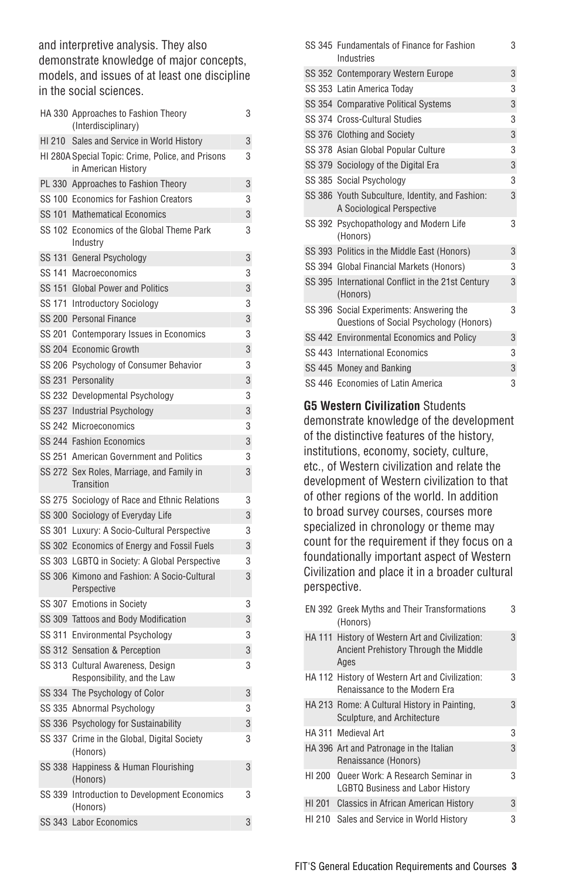and interpretive analysis. They also demonstrate knowledge of major concepts, models, and issues of at least one discipline in the social sciences.

| | | |
|---|---|---|
| HA 330 | Approaches to Fashion Theory (Interdisciplinary) | 3 |
| HI 210 | Sales and Service in World History | 3 |
| HI 280A | Special Topic: Crime, Police, and Prisons in American History | 3 |
| PL 330 | Approaches to Fashion Theory | 3 |
| SS 100 | Economics for Fashion Creators | 3 |
| SS 101 | Mathematical Economics | 3 |
| SS 102 | Economics of the Global Theme Park Industry | 3 |
| SS 131 | General Psychology | 3 |
| SS 141 | Macroeconomics | 3 |
| SS 151 | Global Power and Politics | 3 |
| SS 171 | Introductory Sociology | 3 |
| SS 200 | Personal Finance | 3 |
| SS 201 | Contemporary Issues in Economics | 3 |
| SS 204 | Economic Growth | 3 |
| SS 206 | Psychology of Consumer Behavior | 3 |
| SS 231 | Personality | 3 |
| SS 232 | Developmental Psychology | 3 |
| SS 237 | Industrial Psychology | 3 |
| SS 242 | Microeconomics | 3 |
| SS 244 | Fashion Economics | 3 |
| SS 251 | American Government and Politics | 3 |
| SS 272 | Sex Roles, Marriage, and Family in Transition | 3 |
| SS 275 | Sociology of Race and Ethnic Relations | 3 |
| SS 300 | Sociology of Everyday Life | 3 |
| SS 301 | Luxury: A Socio-Cultural Perspective | 3 |
| SS 302 | Economics of Energy and Fossil Fuels | 3 |
| SS 303 | LGBTQ in Society: A Global Perspective | 3 |
| SS 306 | Kimono and Fashion: A Socio-Cultural Perspective | 3 |
| SS 307 | Emotions in Society | 3 |
| SS 309 | Tattoos and Body Modification | 3 |
| SS 311 | Environmental Psychology | 3 |
| SS 312 | Sensation & Perception | 3 |
| SS 313 | Cultural Awareness, Design Responsibility, and the Law | 3 |
| SS 334 | The Psychology of Color | 3 |
| SS 335 | Abnormal Psychology | 3 |
| SS 336 | Psychology for Sustainability | 3 |
| SS 337 | Crime in the Global, Digital Society (Honors) | 3 |
| SS 338 | Happiness & Human Flourishing (Honors) | 3 |
| SS 339 | Introduction to Development Economics (Honors) | 3 |
| SS 343 | Labor Economics | 3 |
| SS 345 | Fundamentals of Finance for Fashion Industries | 3 |
| SS 352 | Contemporary Western Europe | 3 |
| SS 353 | Latin America Today | 3 |
| SS 354 | Comparative Political Systems | 3 |
| SS 374 | Cross-Cultural Studies | 3 |
| SS 376 | Clothing and Society | 3 |
| SS 378 | Asian Global Popular Culture | 3 |
| SS 379 | Sociology of the Digital Era | 3 |
| SS 385 | Social Psychology | 3 |
| SS 386 | Youth Subculture, Identity, and Fashion: A Sociological Perspective | 3 |
| SS 392 | Psychopathology and Modern Life (Honors) | 3 |
| SS 393 | Politics in the Middle East (Honors) | 3 |
| SS 394 | Global Financial Markets (Honors) | 3 |
| SS 395 | International Conflict in the 21st Century (Honors) | 3 |
| SS 396 | Social Experiments: Answering the Questions of Social Psychology (Honors) | 3 |
| SS 442 | Environmental Economics and Policy | 3 |
| SS 443 | International Economics | 3 |
| SS 445 | Money and Banking | 3 |
| SS 446 | Economies of Latin America | 3 |

**G5 Western Civilization** Students demonstrate knowledge of the development of the distinctive features of the history, institutions, economy, society, culture, etc., of Western civilization and relate the development of Western civilization to that of other regions of the world. In addition to broad survey courses, courses more specialized in chronology or theme may count for the requirement if they focus on a foundationally important aspect of Western Civilization and place it in a broader cultural perspective.

| | | |
|---|---|---|
| EN 392 | Greek Myths and Their Transformations (Honors) | 3 |
| HA 111 | History of Western Art and Civilization: Ancient Prehistory Through the Middle Ages | 3 |
| HA 112 | History of Western Art and Civilization: Renaissance to the Modern Era | 3 |
| HA 213 | Rome: A Cultural History in Painting, Sculpture, and Architecture | 3 |
| HA 311 | Medieval Art | 3 |
| HA 396 | Art and Patronage in the Italian Renaissance (Honors) | 3 |
| HI 200 | Queer Work: A Research Seminar in LGBTQ Business and Labor History | 3 |
| HI 201 | Classics in African American History | 3 |
| HI 210 | Sales and Service in World History | 3 |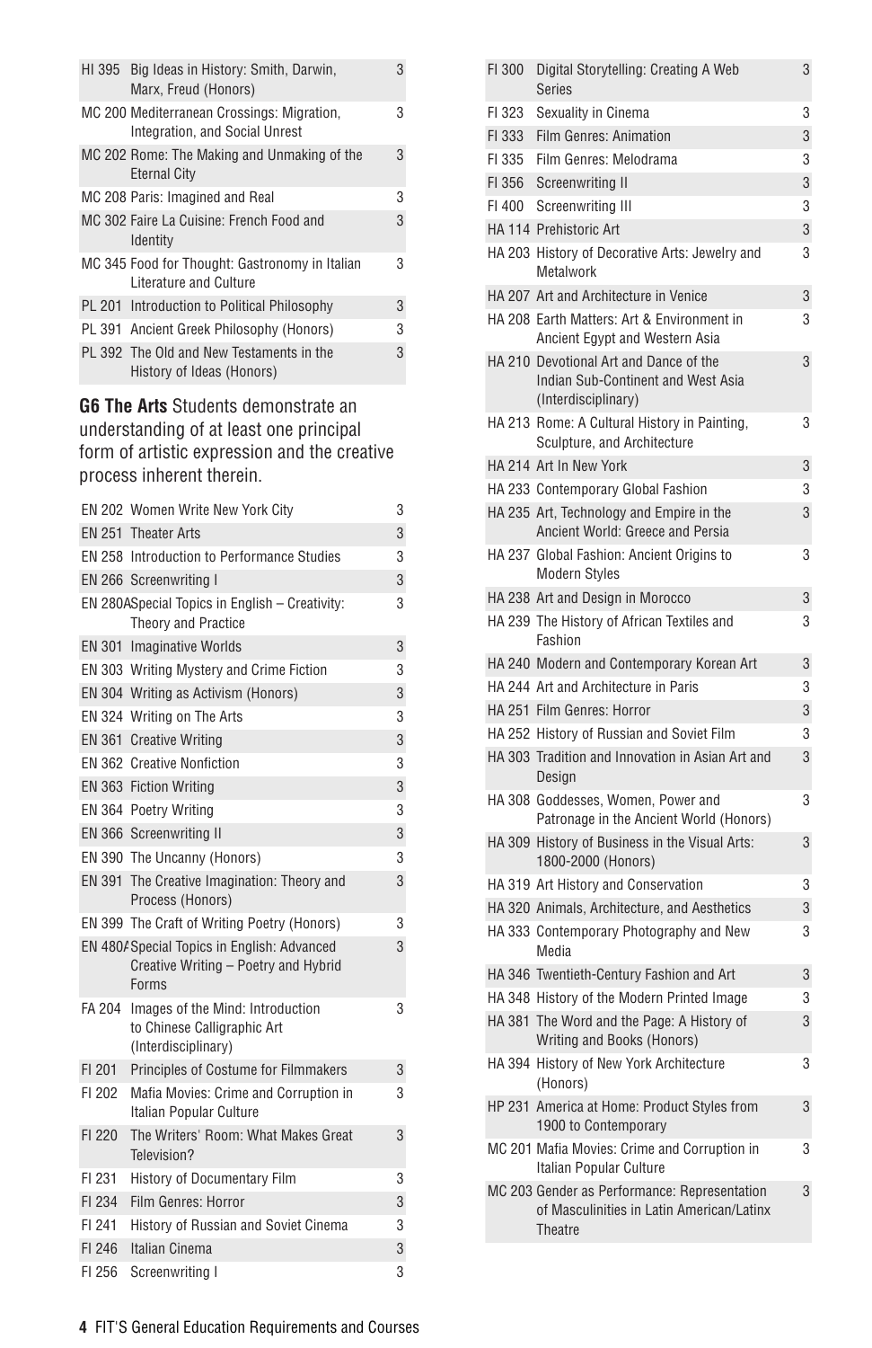| | | |
|---|---|---|
| HI 395 | Big Ideas in History: Smith, Darwin, Marx, Freud (Honors) | 3 |
| MC 200 | Mediterranean Crossings: Migration, Integration, and Social Unrest | 3 |
| MC 202 | Rome: The Making and Unmaking of the Eternal City | 3 |
| MC 208 | Paris: Imagined and Real | 3 |
| MC 302 | Faire La Cuisine: French Food and Identity | 3 |
| MC 345 | Food for Thought: Gastronomy in Italian Literature and Culture | 3 |
| PL 201 | Introduction to Political Philosophy | 3 |
| PL 391 | Ancient Greek Philosophy (Honors) | 3 |
| PL 392 | The Old and New Testaments in the History of Ideas (Honors) | 3 |

**G6 The Arts** Students demonstrate an understanding of at least one principal form of artistic expression and the creative process inherent therein.

| | | |
|---|---|---|
| EN 202 | Women Write New York City | 3 |
| EN 251 | Theater Arts | 3 |
| EN 258 | Introduction to Performance Studies | 3 |
| EN 266 | Screenwriting I | 3 |
| EN 280A | Special Topics in English – Creativity: Theory and Practice | 3 |
| EN 301 | Imaginative Worlds | 3 |
| EN 303 | Writing Mystery and Crime Fiction | 3 |
| EN 304 | Writing as Activism (Honors) | 3 |
| EN 324 | Writing on The Arts | 3 |
| EN 361 | Creative Writing | 3 |
| EN 362 | Creative Nonfiction | 3 |
| EN 363 | Fiction Writing | 3 |
| EN 364 | Poetry Writing | 3 |
| EN 366 | Screenwriting II | 3 |
| EN 390 | The Uncanny (Honors) | 3 |
| EN 391 | The Creative Imagination: Theory and Process (Honors) | 3 |
| EN 399 | The Craft of Writing Poetry (Honors) | 3 |
| EN 480A | Special Topics in English: Advanced Creative Writing – Poetry and Hybrid Forms | 3 |
| FA 204 | Images of the Mind: Introduction to Chinese Calligraphic Art (Interdisciplinary) | 3 |
| FI 201 | Principles of Costume for Filmmakers | 3 |
| FI 202 | Mafia Movies: Crime and Corruption in Italian Popular Culture | 3 |
| FI 220 | The Writers' Room: What Makes Great Television? | 3 |
| FI 231 | History of Documentary Film | 3 |
| FI 234 | Film Genres: Horror | 3 |
| FI 241 | History of Russian and Soviet Cinema | 3 |
| FI 246 | Italian Cinema | 3 |
| FI 256 | Screenwriting I | 3 |
| FI 300 | Digital Storytelling: Creating A Web Series | 3 |
| FI 323 | Sexuality in Cinema | 3 |
| FI 333 | Film Genres: Animation | 3 |
| FI 335 | Film Genres: Melodrama | 3 |
| FI 356 | Screenwriting II | 3 |
| FI 400 | Screenwriting III | 3 |
| HA 114 | Prehistoric Art | 3 |
| HA 203 | History of Decorative Arts: Jewelry and Metalwork | 3 |
| HA 207 | Art and Architecture in Venice | 3 |
| HA 208 | Earth Matters: Art & Environment in Ancient Egypt and Western Asia | 3 |
| HA 210 | Devotional Art and Dance of the Indian Sub-Continent and West Asia (Interdisciplinary) | 3 |
| HA 213 | Rome: A Cultural History in Painting, Sculpture, and Architecture | 3 |
| HA 214 | Art In New York | 3 |
| HA 233 | Contemporary Global Fashion | 3 |
| HA 235 | Art, Technology and Empire in the Ancient World: Greece and Persia | 3 |
| HA 237 | Global Fashion: Ancient Origins to Modern Styles | 3 |
| HA 238 | Art and Design in Morocco | 3 |
| HA 239 | The History of African Textiles and Fashion | 3 |
| HA 240 | Modern and Contemporary Korean Art | 3 |
| HA 244 | Art and Architecture in Paris | 3 |
| HA 251 | Film Genres: Horror | 3 |
| HA 252 | History of Russian and Soviet Film | 3 |
| HA 303 | Tradition and Innovation in Asian Art and Design | 3 |
| HA 308 | Goddesses, Women, Power and Patronage in the Ancient World (Honors) | 3 |
| HA 309 | History of Business in the Visual Arts: 1800-2000 (Honors) | 3 |
| HA 319 | Art History and Conservation | 3 |
| HA 320 | Animals, Architecture, and Aesthetics | 3 |
| HA 333 | Contemporary Photography and New Media | 3 |
| HA 346 | Twentieth-Century Fashion and Art | 3 |
| HA 348 | History of the Modern Printed Image | 3 |
| HA 381 | The Word and the Page: A History of Writing and Books (Honors) | 3 |
| HA 394 | History of New York Architecture (Honors) | 3 |
| HP 231 | America at Home: Product Styles from 1900 to Contemporary | 3 |
| MC 201 | Mafia Movies: Crime and Corruption in Italian Popular Culture | 3 |
| MC 203 | Gender as Performance: Representation of Masculinities in Latin American/Latinx Theatre | 3 |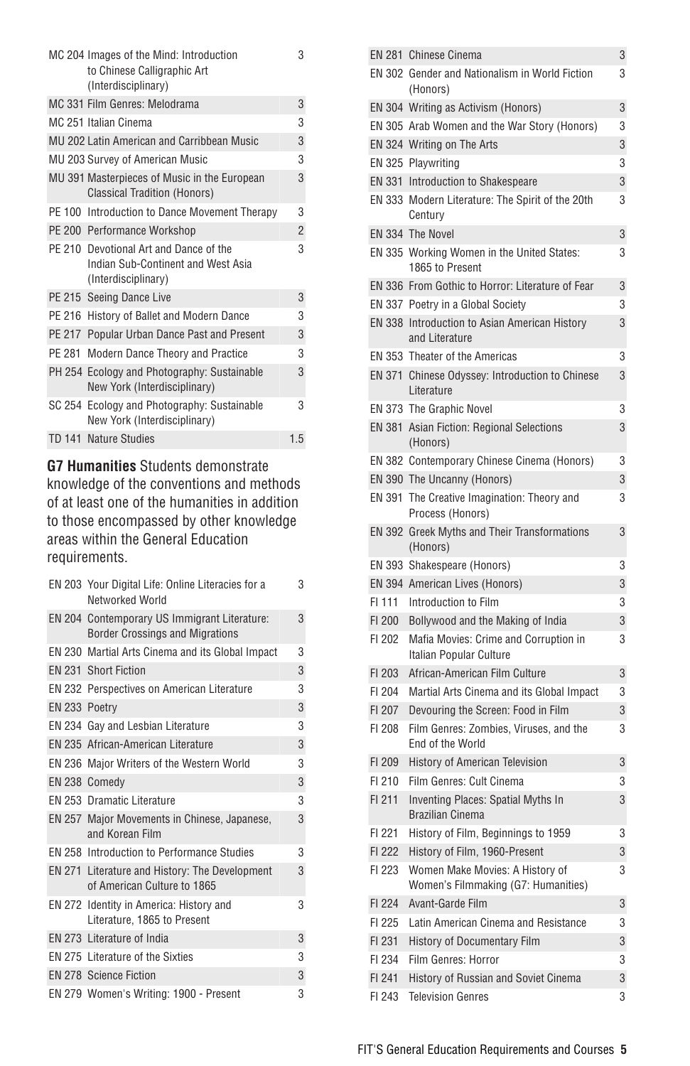| | | |
|---|---|---|
| MC 204 | Images of the Mind: Introduction to Chinese Calligraphic Art (Interdisciplinary) | 3 |
| MC 331 | Film Genres: Melodrama | 3 |
| MC 251 | Italian Cinema | 3 |
| MU 202 | Latin American and Carribbean Music | 3 |
| MU 203 | Survey of American Music | 3 |
| MU 391 | Masterpieces of Music in the European Classical Tradition (Honors) | 3 |
| PE 100 | Introduction to Dance Movement Therapy | 3 |
| PE 200 | Performance Workshop | 2 |
| PE 210 | Devotional Art and Dance of the Indian Sub-Continent and West Asia (Interdisciplinary) | 3 |
| PE 215 | Seeing Dance Live | 3 |
| PE 216 | History of Ballet and Modern Dance | 3 |
| PE 217 | Popular Urban Dance Past and Present | 3 |
| PE 281 | Modern Dance Theory and Practice | 3 |
| PH 254 | Ecology and Photography: Sustainable New York (Interdisciplinary) | 3 |
| SC 254 | Ecology and Photography: Sustainable New York (Interdisciplinary) | 3 |
| TD 141 | Nature Studies | 1.5 |

**G7 Humanities** Students demonstrate knowledge of the conventions and methods of at least one of the humanities in addition to those encompassed by other knowledge areas within the General Education requirements.

| | | |
|---|---|---|
| EN 203 | Your Digital Life: Online Literacies for a Networked World | 3 |
| EN 204 | Contemporary US Immigrant Literature: Border Crossings and Migrations | 3 |
| EN 230 | Martial Arts Cinema and its Global Impact | 3 |
| EN 231 | Short Fiction | 3 |
| EN 232 | Perspectives on American Literature | 3 |
| EN 233 | Poetry | 3 |
| EN 234 | Gay and Lesbian Literature | 3 |
| EN 235 | African-American Literature | 3 |
| EN 236 | Major Writers of the Western World | 3 |
| EN 238 | Comedy | 3 |
| EN 253 | Dramatic Literature | 3 |
| EN 257 | Major Movements in Chinese, Japanese, and Korean Film | 3 |
| EN 258 | Introduction to Performance Studies | 3 |
| EN 271 | Literature and History: The Development of American Culture to 1865 | 3 |
| EN 272 | Identity in America: History and Literature, 1865 to Present | 3 |
| EN 273 | Literature of India | 3 |
| EN 275 | Literature of the Sixties | 3 |
| EN 278 | Science Fiction | 3 |
| EN 279 | Women's Writing: 1900 - Present | 3 |
| EN 281 | Chinese Cinema | 3 |
| EN 302 | Gender and Nationalism in World Fiction (Honors) | 3 |
| EN 304 | Writing as Activism (Honors) | 3 |
| EN 305 | Arab Women and the War Story (Honors) | 3 |
| EN 324 | Writing on The Arts | 3 |
| EN 325 | Playwriting | 3 |
| EN 331 | Introduction to Shakespeare | 3 |
| EN 333 | Modern Literature: The Spirit of the 20th Century | 3 |
| EN 334 | The Novel | 3 |
| EN 335 | Working Women in the United States: 1865 to Present | 3 |
| EN 336 | From Gothic to Horror: Literature of Fear | 3 |
| EN 337 | Poetry in a Global Society | 3 |
| EN 338 | Introduction to Asian American History and Literature | 3 |
| EN 353 | Theater of the Americas | 3 |
| EN 371 | Chinese Odyssey: Introduction to Chinese Literature | 3 |
| EN 373 | The Graphic Novel | 3 |
| EN 381 | Asian Fiction: Regional Selections (Honors) | 3 |
| EN 382 | Contemporary Chinese Cinema (Honors) | 3 |
| EN 390 | The Uncanny (Honors) | 3 |
| EN 391 | The Creative Imagination: Theory and Process (Honors) | 3 |
| EN 392 | Greek Myths and Their Transformations (Honors) | 3 |
| EN 393 | Shakespeare (Honors) | 3 |
| EN 394 | American Lives (Honors) | 3 |
| FI 111 | Introduction to Film | 3 |
| FI 200 | Bollywood and the Making of India | 3 |
| FI 202 | Mafia Movies: Crime and Corruption in Italian Popular Culture | 3 |
| FI 203 | African-American Film Culture | 3 |
| FI 204 | Martial Arts Cinema and its Global Impact | 3 |
| FI 207 | Devouring the Screen: Food in Film | 3 |
| FI 208 | Film Genres: Zombies, Viruses, and the End of the World | 3 |
| FI 209 | History of American Television | 3 |
| FI 210 | Film Genres: Cult Cinema | 3 |
| FI 211 | Inventing Places: Spatial Myths In Brazilian Cinema | 3 |
| FI 221 | History of Film, Beginnings to 1959 | 3 |
| FI 222 | History of Film, 1960-Present | 3 |
| FI 223 | Women Make Movies: A History of Women's Filmmaking (G7: Humanities) | 3 |
| FI 224 | Avant-Garde Film | 3 |
| FI 225 | Latin American Cinema and Resistance | 3 |
| FI 231 | History of Documentary Film | 3 |
| FI 234 | Film Genres: Horror | 3 |
| FI 241 | History of Russian and Soviet Cinema | 3 |
| FI 243 | Television Genres | 3 |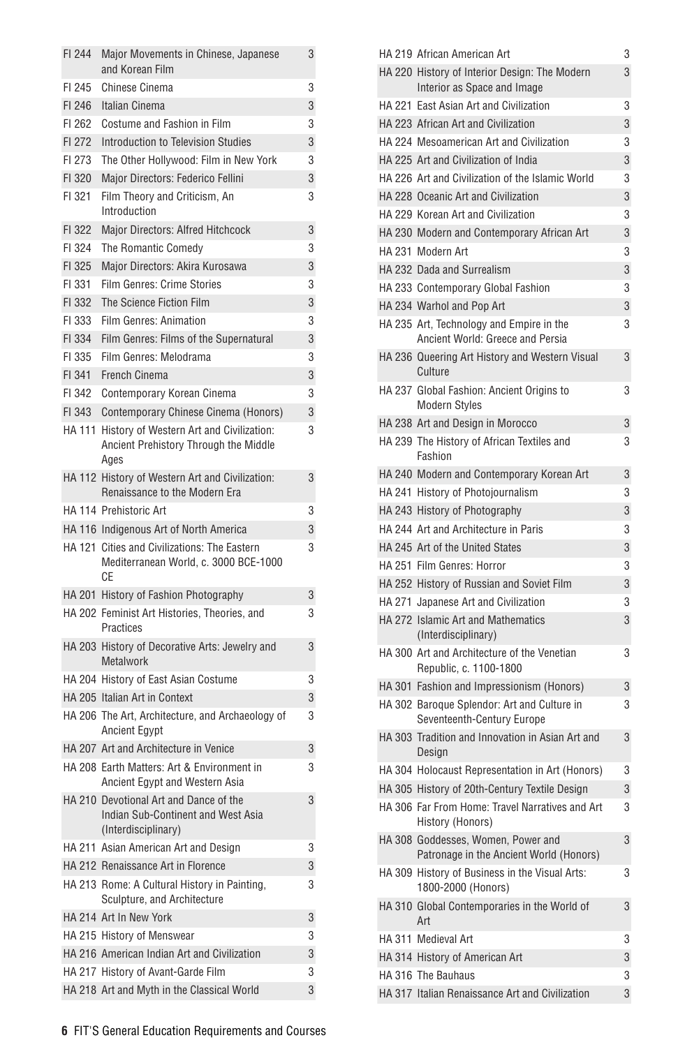| Course | Title | Credits |
|---|---|---|
| FI 244 | Major Movements in Chinese, Japanese and Korean Film | 3 |
| FI 245 | Chinese Cinema | 3 |
| FI 246 | Italian Cinema | 3 |
| FI 262 | Costume and Fashion in Film | 3 |
| FI 272 | Introduction to Television Studies | 3 |
| FI 273 | The Other Hollywood: Film in New York | 3 |
| FI 320 | Major Directors: Federico Fellini | 3 |
| FI 321 | Film Theory and Criticism, An Introduction | 3 |
| FI 322 | Major Directors: Alfred Hitchcock | 3 |
| FI 324 | The Romantic Comedy | 3 |
| FI 325 | Major Directors: Akira Kurosawa | 3 |
| FI 331 | Film Genres: Crime Stories | 3 |
| FI 332 | The Science Fiction Film | 3 |
| FI 333 | Film Genres: Animation | 3 |
| FI 334 | Film Genres: Films of the Supernatural | 3 |
| FI 335 | Film Genres: Melodrama | 3 |
| FI 341 | French Cinema | 3 |
| FI 342 | Contemporary Korean Cinema | 3 |
| FI 343 | Contemporary Chinese Cinema (Honors) | 3 |
| HA 111 | History of Western Art and Civilization: Ancient Prehistory Through the Middle Ages | 3 |
| HA 112 | History of Western Art and Civilization: Renaissance to the Modern Era | 3 |
| HA 114 | Prehistoric Art | 3 |
| HA 116 | Indigenous Art of North America | 3 |
| HA 121 | Cities and Civilizations: The Eastern Mediterranean World, c. 3000 BCE-1000 CE | 3 |
| HA 201 | History of Fashion Photography | 3 |
| HA 202 | Feminist Art Histories, Theories, and Practices | 3 |
| HA 203 | History of Decorative Arts: Jewelry and Metalwork | 3 |
| HA 204 | History of East Asian Costume | 3 |
| HA 205 | Italian Art in Context | 3 |
| HA 206 | The Art, Architecture, and Archaeology of Ancient Egypt | 3 |
| HA 207 | Art and Architecture in Venice | 3 |
| HA 208 | Earth Matters: Art & Environment in Ancient Egypt and Western Asia | 3 |
| HA 210 | Devotional Art and Dance of the Indian Sub-Continent and West Asia (Interdisciplinary) | 3 |
| HA 211 | Asian American Art and Design | 3 |
| HA 212 | Renaissance Art in Florence | 3 |
| HA 213 | Rome: A Cultural History in Painting, Sculpture, and Architecture | 3 |
| HA 214 | Art In New York | 3 |
| HA 215 | History of Menswear | 3 |
| HA 216 | American Indian Art and Civilization | 3 |
| HA 217 | History of Avant-Garde Film | 3 |
| HA 218 | Art and Myth in the Classical World | 3 |
| HA 219 | African American Art | 3 |
| HA 220 | History of Interior Design: The Modern Interior as Space and Image | 3 |
| HA 221 | East Asian Art and Civilization | 3 |
| HA 223 | African Art and Civilization | 3 |
| HA 224 | Mesoamerican Art and Civilization | 3 |
| HA 225 | Art and Civilization of India | 3 |
| HA 226 | Art and Civilization of the Islamic World | 3 |
| HA 228 | Oceanic Art and Civilization | 3 |
| HA 229 | Korean Art and Civilization | 3 |
| HA 230 | Modern and Contemporary African Art | 3 |
| HA 231 | Modern Art | 3 |
| HA 232 | Dada and Surrealism | 3 |
| HA 233 | Contemporary Global Fashion | 3 |
| HA 234 | Warhol and Pop Art | 3 |
| HA 235 | Art, Technology and Empire in the Ancient World: Greece and Persia | 3 |
| HA 236 | Queering Art History and Western Visual Culture | 3 |
| HA 237 | Global Fashion: Ancient Origins to Modern Styles | 3 |
| HA 238 | Art and Design in Morocco | 3 |
| HA 239 | The History of African Textiles and Fashion | 3 |
| HA 240 | Modern and Contemporary Korean Art | 3 |
| HA 241 | History of Photojournalism | 3 |
| HA 243 | History of Photography | 3 |
| HA 244 | Art and Architecture in Paris | 3 |
| HA 245 | Art of the United States | 3 |
| HA 251 | Film Genres: Horror | 3 |
| HA 252 | History of Russian and Soviet Film | 3 |
| HA 271 | Japanese Art and Civilization | 3 |
| HA 272 | Islamic Art and Mathematics (Interdisciplinary) | 3 |
| HA 300 | Art and Architecture of the Venetian Republic, c. 1100-1800 | 3 |
| HA 301 | Fashion and Impressionism (Honors) | 3 |
| HA 302 | Baroque Splendor: Art and Culture in Seventeenth-Century Europe | 3 |
| HA 303 | Tradition and Innovation in Asian Art and Design | 3 |
| HA 304 | Holocaust Representation in Art (Honors) | 3 |
| HA 305 | History of 20th-Century Textile Design | 3 |
| HA 306 | Far From Home: Travel Narratives and Art History (Honors) | 3 |
| HA 308 | Goddesses, Women, Power and Patronage in the Ancient World (Honors) | 3 |
| HA 309 | History of Business in the Visual Arts: 1800-2000 (Honors) | 3 |
| HA 310 | Global Contemporaries in the World of Art | 3 |
| HA 311 | Medieval Art | 3 |
| HA 314 | History of American Art | 3 |
| HA 316 | The Bauhaus | 3 |
| HA 317 | Italian Renaissance Art and Civilization | 3 |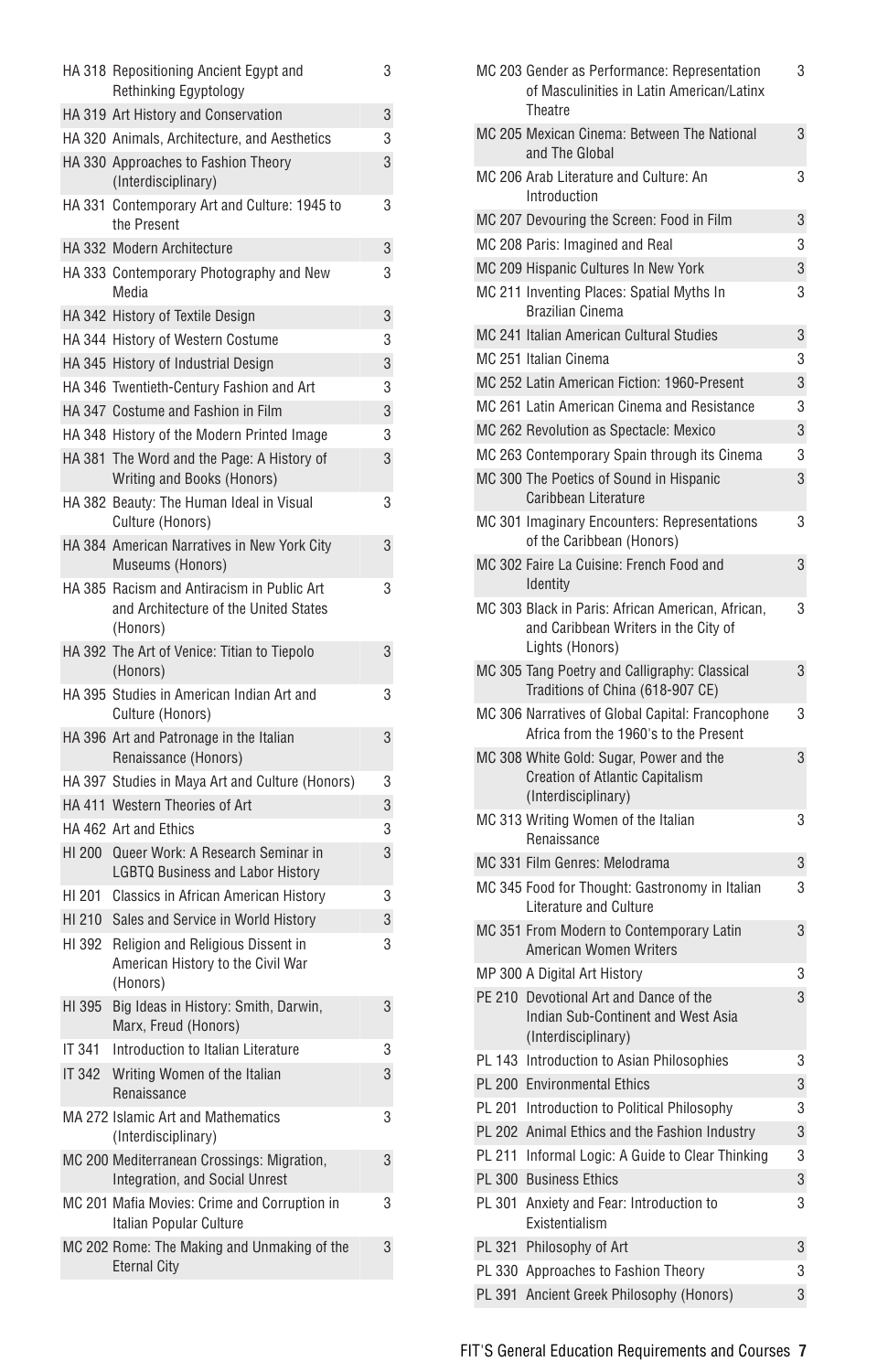| Course | Title | Credits |
|---|---|---|
| HA 318 | Repositioning Ancient Egypt and Rethinking Egyptology | 3 |
| HA 319 | Art History and Conservation | 3 |
| HA 320 | Animals, Architecture, and Aesthetics | 3 |
| HA 330 | Approaches to Fashion Theory (Interdisciplinary) | 3 |
| HA 331 | Contemporary Art and Culture: 1945 to the Present | 3 |
| HA 332 | Modern Architecture | 3 |
| HA 333 | Contemporary Photography and New Media | 3 |
| HA 342 | History of Textile Design | 3 |
| HA 344 | History of Western Costume | 3 |
| HA 345 | History of Industrial Design | 3 |
| HA 346 | Twentieth-Century Fashion and Art | 3 |
| HA 347 | Costume and Fashion in Film | 3 |
| HA 348 | History of the Modern Printed Image | 3 |
| HA 381 | The Word and the Page: A History of Writing and Books (Honors) | 3 |
| HA 382 | Beauty: The Human Ideal in Visual Culture (Honors) | 3 |
| HA 384 | American Narratives in New York City Museums (Honors) | 3 |
| HA 385 | Racism and Antiracism in Public Art and Architecture of the United States (Honors) | 3 |
| HA 392 | The Art of Venice: Titian to Tiepolo (Honors) | 3 |
| HA 395 | Studies in American Indian Art and Culture (Honors) | 3 |
| HA 396 | Art and Patronage in the Italian Renaissance (Honors) | 3 |
| HA 397 | Studies in Maya Art and Culture (Honors) | 3 |
| HA 411 | Western Theories of Art | 3 |
| HA 462 | Art and Ethics | 3 |
| HI 200 | Queer Work: A Research Seminar in LGBTQ Business and Labor History | 3 |
| HI 201 | Classics in African American History | 3 |
| HI 210 | Sales and Service in World History | 3 |
| HI 392 | Religion and Religious Dissent in American History to the Civil War (Honors) | 3 |
| HI 395 | Big Ideas in History: Smith, Darwin, Marx, Freud (Honors) | 3 |
| IT 341 | Introduction to Italian Literature | 3 |
| IT 342 | Writing Women of the Italian Renaissance | 3 |
| MA 272 | Islamic Art and Mathematics (Interdisciplinary) | 3 |
| MC 200 | Mediterranean Crossings: Migration, Integration, and Social Unrest | 3 |
| MC 201 | Mafia Movies: Crime and Corruption in Italian Popular Culture | 3 |
| MC 202 | Rome: The Making and Unmaking of the Eternal City | 3 |
| MC 203 | Gender as Performance: Representation of Masculinities in Latin American/Latinx Theatre | 3 |
| MC 205 | Mexican Cinema: Between The National and The Global | 3 |
| MC 206 | Arab Literature and Culture: An Introduction | 3 |
| MC 207 | Devouring the Screen: Food in Film | 3 |
| MC 208 | Paris: Imagined and Real | 3 |
| MC 209 | Hispanic Cultures In New York | 3 |
| MC 211 | Inventing Places: Spatial Myths In Brazilian Cinema | 3 |
| MC 241 | Italian American Cultural Studies | 3 |
| MC 251 | Italian Cinema | 3 |
| MC 252 | Latin American Fiction: 1960-Present | 3 |
| MC 261 | Latin American Cinema and Resistance | 3 |
| MC 262 | Revolution as Spectacle: Mexico | 3 |
| MC 263 | Contemporary Spain through its Cinema | 3 |
| MC 300 | The Poetics of Sound in Hispanic Caribbean Literature | 3 |
| MC 301 | Imaginary Encounters: Representations of the Caribbean (Honors) | 3 |
| MC 302 | Faire La Cuisine: French Food and Identity | 3 |
| MC 303 | Black in Paris: African American, African, and Caribbean Writers in the City of Lights (Honors) | 3 |
| MC 305 | Tang Poetry and Calligraphy: Classical Traditions of China (618-907 CE) | 3 |
| MC 306 | Narratives of Global Capital: Francophone Africa from the 1960's to the Present | 3 |
| MC 308 | White Gold: Sugar, Power and the Creation of Atlantic Capitalism (Interdisciplinary) | 3 |
| MC 313 | Writing Women of the Italian Renaissance | 3 |
| MC 331 | Film Genres: Melodrama | 3 |
| MC 345 | Food for Thought: Gastronomy in Italian Literature and Culture | 3 |
| MC 351 | From Modern to Contemporary Latin American Women Writers | 3 |
| MP 300 | A Digital Art History | 3 |
| PE 210 | Devotional Art and Dance of the Indian Sub-Continent and West Asia (Interdisciplinary) | 3 |
| PL 143 | Introduction to Asian Philosophies | 3 |
| PL 200 | Environmental Ethics | 3 |
| PL 201 | Introduction to Political Philosophy | 3 |
| PL 202 | Animal Ethics and the Fashion Industry | 3 |
| PL 211 | Informal Logic: A Guide to Clear Thinking | 3 |
| PL 300 | Business Ethics | 3 |
| PL 301 | Anxiety and Fear: Introduction to Existentialism | 3 |
| PL 321 | Philosophy of Art | 3 |
| PL 330 | Approaches to Fashion Theory | 3 |
| PL 391 | Ancient Greek Philosophy (Honors) | 3 |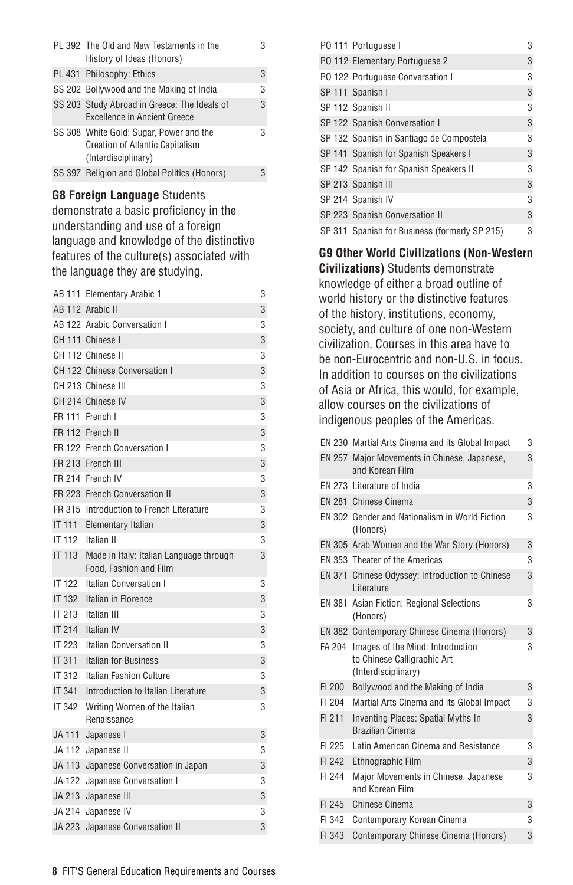| | | |
|---|---|---|
| PL 392 | The Old and New Testaments in the History of Ideas (Honors) | 3 |
| PL 431 | Philosophy: Ethics | 3 |
| SS 202 | Bollywood and the Making of India | 3 |
| SS 203 | Study Abroad in Greece: The Ideals of Excellence in Ancient Greece | 3 |
| SS 308 | White Gold: Sugar, Power and the Creation of Atlantic Capitalism (Interdisciplinary) | 3 |
| SS 397 | Religion and Global Politics (Honors) | 3 |

**G8 Foreign Language** Students demonstrate a basic proficiency in the understanding and use of a foreign language and knowledge of the distinctive features of the culture(s) associated with the language they are studying.

| | | |
|---|---|---|
| AB 111 | Elementary Arabic 1 | 3 |
| AB 112 | Arabic II | 3 |
| AB 122 | Arabic Conversation I | 3 |
| CH 111 | Chinese I | 3 |
| CH 112 | Chinese II | 3 |
| CH 122 | Chinese Conversation I | 3 |
| CH 213 | Chinese III | 3 |
| CH 214 | Chinese IV | 3 |
| FR 111 | French I | 3 |
| FR 112 | French II | 3 |
| FR 122 | French Conversation I | 3 |
| FR 213 | French III | 3 |
| FR 214 | French IV | 3 |
| FR 223 | French Conversation II | 3 |
| FR 315 | Introduction to French Literature | 3 |
| IT 111 | Elementary Italian | 3 |
| IT 112 | Italian II | 3 |
| IT 113 | Made in Italy: Italian Language through Food, Fashion and Film | 3 |
| IT 122 | Italian Conversation I | 3 |
| IT 132 | Italian in Florence | 3 |
| IT 213 | Italian III | 3 |
| IT 214 | Italian IV | 3 |
| IT 223 | Italian Conversation II | 3 |
| IT 311 | Italian for Business | 3 |
| IT 312 | Italian Fashion Culture | 3 |
| IT 341 | Introduction to Italian Literature | 3 |
| IT 342 | Writing Women of the Italian Renaissance | 3 |
| JA 111 | Japanese I | 3 |
| JA 112 | Japanese II | 3 |
| JA 113 | Japanese Conversation in Japan | 3 |
| JA 122 | Japanese Conversation I | 3 |
| JA 213 | Japanese III | 3 |
| JA 214 | Japanese IV | 3 |
| JA 223 | Japanese Conversation II | 3 |
| PO 111 | Portuguese I | 3 |
| PO 112 | Elementary Portuguese 2 | 3 |
| PO 122 | Portuguese Conversation I | 3 |
| SP 111 | Spanish I | 3 |
| SP 112 | Spanish II | 3 |
| SP 122 | Spanish Conversation I | 3 |
| SP 132 | Spanish in Santiago de Compostela | 3 |
| SP 141 | Spanish for Spanish Speakers I | 3 |
| SP 142 | Spanish for Spanish Speakers II | 3 |
| SP 213 | Spanish III | 3 |
| SP 214 | Spanish IV | 3 |
| SP 223 | Spanish Conversation II | 3 |
| SP 311 | Spanish for Business (formerly SP 215) | 3 |

**G9 Other World Civilizations (Non-Western Civilizations)** Students demonstrate knowledge of either a broad outline of world history or the distinctive features of the history, institutions, economy, society, and culture of one non-Western civilization. Courses in this area have to be non-Eurocentric and non-U.S. in focus. In addition to courses on the civilizations of Asia or Africa, this would, for example, allow courses on the civilizations of indigenous peoples of the Americas.

| | | |
|---|---|---|
| EN 230 | Martial Arts Cinema and its Global Impact | 3 |
| EN 257 | Major Movements in Chinese, Japanese, and Korean Film | 3 |
| EN 273 | Literature of India | 3 |
| EN 281 | Chinese Cinema | 3 |
| EN 302 | Gender and Nationalism in World Fiction (Honors) | 3 |
| EN 305 | Arab Women and the War Story (Honors) | 3 |
| EN 353 | Theater of the Americas | 3 |
| EN 371 | Chinese Odyssey: Introduction to Chinese Literature | 3 |
| EN 381 | Asian Fiction: Regional Selections (Honors) | 3 |
| EN 382 | Contemporary Chinese Cinema (Honors) | 3 |
| FA 204 | Images of the Mind: Introduction to Chinese Calligraphic Art (Interdisciplinary) | 3 |
| FI 200 | Bollywood and the Making of India | 3 |
| FI 204 | Martial Arts Cinema and its Global Impact | 3 |
| FI 211 | Inventing Places: Spatial Myths In Brazilian Cinema | 3 |
| FI 225 | Latin American Cinema and Resistance | 3 |
| FI 242 | Ethnographic Film | 3 |
| FI 244 | Major Movements in Chinese, Japanese and Korean Film | 3 |
| FI 245 | Chinese Cinema | 3 |
| FI 342 | Contemporary Korean Cinema | 3 |
| FI 343 | Contemporary Chinese Cinema (Honors) | 3 |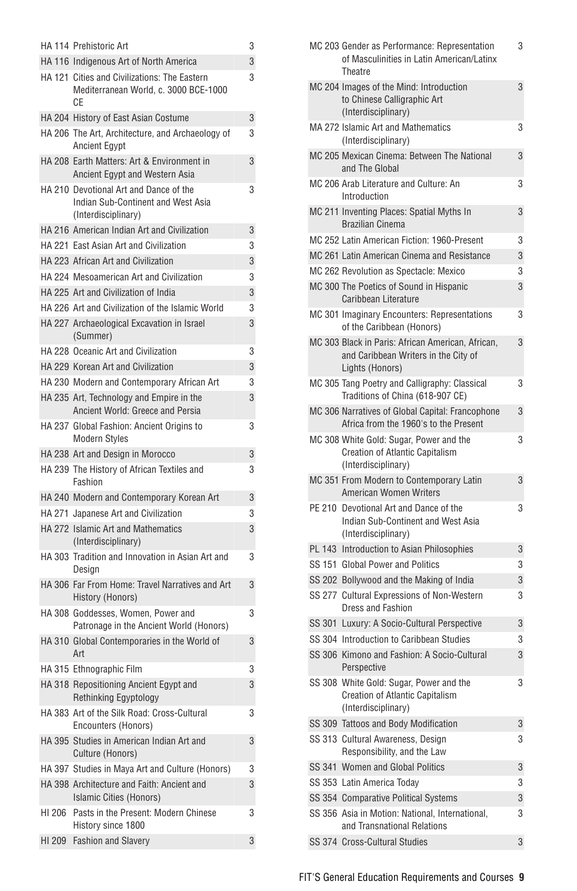| Course | Title | Credits |
|---|---|---|
| HA 114 | Prehistoric Art | 3 |
| HA 116 | Indigenous Art of North America | 3 |
| HA 121 | Cities and Civilizations: The Eastern Mediterranean World, c. 3000 BCE-1000 CE | 3 |
| HA 204 | History of East Asian Costume | 3 |
| HA 206 | The Art, Architecture, and Archaeology of Ancient Egypt | 3 |
| HA 208 | Earth Matters: Art & Environment in Ancient Egypt and Western Asia | 3 |
| HA 210 | Devotional Art and Dance of the Indian Sub-Continent and West Asia (Interdisciplinary) | 3 |
| HA 216 | American Indian Art and Civilization | 3 |
| HA 221 | East Asian Art and Civilization | 3 |
| HA 223 | African Art and Civilization | 3 |
| HA 224 | Mesoamerican Art and Civilization | 3 |
| HA 225 | Art and Civilization of India | 3 |
| HA 226 | Art and Civilization of the Islamic World | 3 |
| HA 227 | Archaeological Excavation in Israel (Summer) | 3 |
| HA 228 | Oceanic Art and Civilization | 3 |
| HA 229 | Korean Art and Civilization | 3 |
| HA 230 | Modern and Contemporary African Art | 3 |
| HA 235 | Art, Technology and Empire in the Ancient World: Greece and Persia | 3 |
| HA 237 | Global Fashion: Ancient Origins to Modern Styles | 3 |
| HA 238 | Art and Design in Morocco | 3 |
| HA 239 | The History of African Textiles and Fashion | 3 |
| HA 240 | Modern and Contemporary Korean Art | 3 |
| HA 271 | Japanese Art and Civilization | 3 |
| HA 272 | Islamic Art and Mathematics (Interdisciplinary) | 3 |
| HA 303 | Tradition and Innovation in Asian Art and Design | 3 |
| HA 306 | Far From Home: Travel Narratives and Art History (Honors) | 3 |
| HA 308 | Goddesses, Women, Power and Patronage in the Ancient World (Honors) | 3 |
| HA 310 | Global Contemporaries in the World of Art | 3 |
| HA 315 | Ethnographic Film | 3 |
| HA 318 | Repositioning Ancient Egypt and Rethinking Egyptology | 3 |
| HA 383 | Art of the Silk Road: Cross-Cultural Encounters (Honors) | 3 |
| HA 395 | Studies in American Indian Art and Culture (Honors) | 3 |
| HA 397 | Studies in Maya Art and Culture (Honors) | 3 |
| HA 398 | Architecture and Faith: Ancient and Islamic Cities (Honors) | 3 |
| HI 206 | Pasts in the Present: Modern Chinese History since 1800 | 3 |
| HI 209 | Fashion and Slavery | 3 |
| MC 203 | Gender as Performance: Representation of Masculinities in Latin American/Latinx Theatre | 3 |
| MC 204 | Images of the Mind: Introduction to Chinese Calligraphic Art (Interdisciplinary) | 3 |
| MA 272 | Islamic Art and Mathematics (Interdisciplinary) | 3 |
| MC 205 | Mexican Cinema: Between The National and The Global | 3 |
| MC 206 | Arab Literature and Culture: An Introduction | 3 |
| MC 211 | Inventing Places: Spatial Myths In Brazilian Cinema | 3 |
| MC 252 | Latin American Fiction: 1960-Present | 3 |
| MC 261 | Latin American Cinema and Resistance | 3 |
| MC 262 | Revolution as Spectacle: Mexico | 3 |
| MC 300 | The Poetics of Sound in Hispanic Caribbean Literature | 3 |
| MC 301 | Imaginary Encounters: Representations of the Caribbean (Honors) | 3 |
| MC 303 | Black in Paris: African American, African, and Caribbean Writers in the City of Lights (Honors) | 3 |
| MC 305 | Tang Poetry and Calligraphy: Classical Traditions of China (618-907 CE) | 3 |
| MC 306 | Narratives of Global Capital: Francophone Africa from the 1960's to the Present | 3 |
| MC 308 | White Gold: Sugar, Power and the Creation of Atlantic Capitalism (Interdisciplinary) | 3 |
| MC 351 | From Modern to Contemporary Latin American Women Writers | 3 |
| PE 210 | Devotional Art and Dance of the Indian Sub-Continent and West Asia (Interdisciplinary) | 3 |
| PL 143 | Introduction to Asian Philosophies | 3 |
| SS 151 | Global Power and Politics | 3 |
| SS 202 | Bollywood and the Making of India | 3 |
| SS 277 | Cultural Expressions of Non-Western Dress and Fashion | 3 |
| SS 301 | Luxury: A Socio-Cultural Perspective | 3 |
| SS 304 | Introduction to Caribbean Studies | 3 |
| SS 306 | Kimono and Fashion: A Socio-Cultural Perspective | 3 |
| SS 308 | White Gold: Sugar, Power and the Creation of Atlantic Capitalism (Interdisciplinary) | 3 |
| SS 309 | Tattoos and Body Modification | 3 |
| SS 313 | Cultural Awareness, Design Responsibility, and the Law | 3 |
| SS 341 | Women and Global Politics | 3 |
| SS 353 | Latin America Today | 3 |
| SS 354 | Comparative Political Systems | 3 |
| SS 356 | Asia in Motion: National, International, and Transnational Relations | 3 |
| SS 374 | Cross-Cultural Studies | 3 |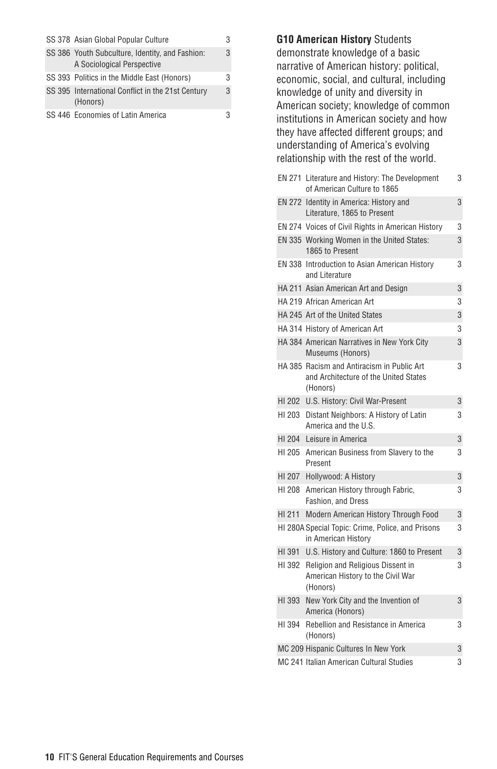| | | |
|---|---|---|
| SS 378 | Asian Global Popular Culture | 3 |
| SS 386 | Youth Subculture, Identity, and Fashion: A Sociological Perspective | 3 |
| SS 393 | Politics in the Middle East (Honors) | 3 |
| SS 395 | International Conflict in the 21st Century (Honors) | 3 |
| SS 446 | Economies of Latin America | 3 |

**G10 American History** Students demonstrate knowledge of a basic narrative of American history: political, economic, social, and cultural, including knowledge of unity and diversity in American society; knowledge of common institutions in American society and how they have affected different groups; and understanding of America's evolving relationship with the rest of the world.

| | | |
|---|---|---|
| EN 271 | Literature and History: The Development of American Culture to 1865 | 3 |
| EN 272 | Identity in America: History and Literature, 1865 to Present | 3 |
| EN 274 | Voices of Civil Rights in American History | 3 |
| EN 335 | Working Women in the United States: 1865 to Present | 3 |
| EN 338 | Introduction to Asian American History and Literature | 3 |
| HA 211 | Asian American Art and Design | 3 |
| HA 219 | African American Art | 3 |
| HA 245 | Art of the United States | 3 |
| HA 314 | History of American Art | 3 |
| HA 384 | American Narratives in New York City Museums (Honors) | 3 |
| HA 385 | Racism and Antiracism in Public Art and Architecture of the United States (Honors) | 3 |
| HI 202 | U.S. History: Civil War-Present | 3 |
| HI 203 | Distant Neighbors: A History of Latin America and the U.S. | 3 |
| HI 204 | Leisure in America | 3 |
| HI 205 | American Business from Slavery to the Present | 3 |
| HI 207 | Hollywood: A History | 3 |
| HI 208 | American History through Fabric, Fashion, and Dress | 3 |
| HI 211 | Modern American History Through Food | 3 |
| HI 280A | Special Topic: Crime, Police, and Prisons in American History | 3 |
| HI 391 | U.S. History and Culture: 1860 to Present | 3 |
| HI 392 | Religion and Religious Dissent in American History to the Civil War (Honors) | 3 |
| HI 393 | New York City and the Invention of America (Honors) | 3 |
| HI 394 | Rebellion and Resistance in America (Honors) | 3 |
| MC 209 | Hispanic Cultures In New York | 3 |
| MC 241 | Italian American Cultural Studies | 3 |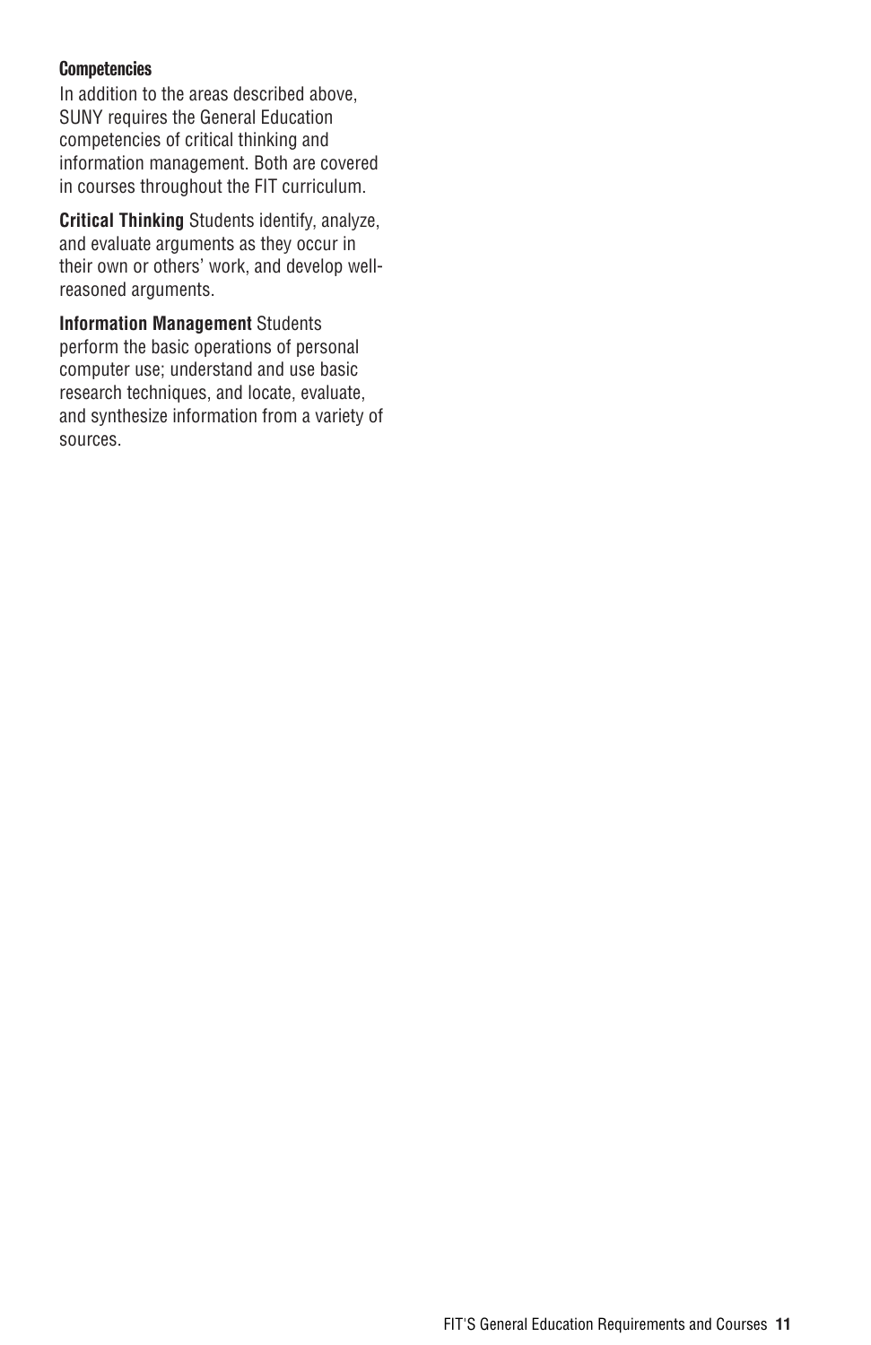### Competencies

In addition to the areas described above, SUNY requires the General Education competencies of critical thinking and information management. Both are covered in courses throughout the FIT curriculum.

**Critical Thinking** Students identify, analyze, and evaluate arguments as they occur in their own or others' work, and develop well-reasoned arguments.

**Information Management** Students perform the basic operations of personal computer use; understand and use basic research techniques, and locate, evaluate, and synthesize information from a variety of sources.